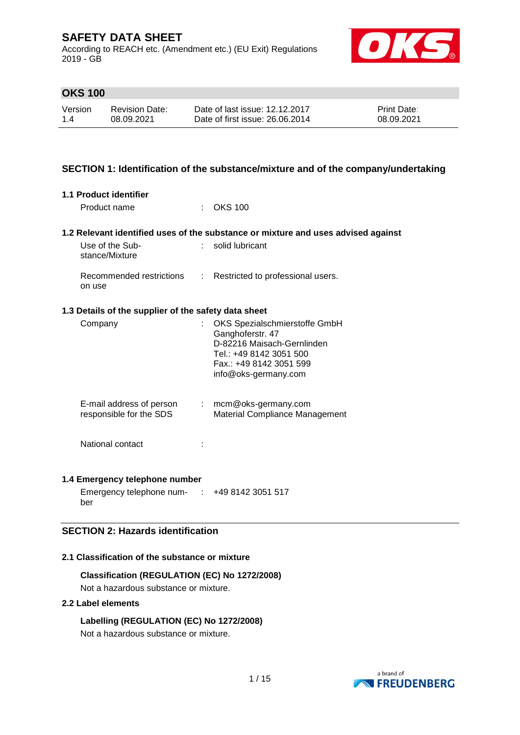# SAFETY DATA SHEET

According to REACH etc. (Amendment etc.) (EU Exit) Regulations 2019 - GB

## OKS 100

| Version | Revision Date: | Date of last issue: 12.12.2017 | Print Date: |
|---|---|---|---|
| 1.4 | 08.09.2021 | Date of first issue: 26.06.2014 | 08.09.2021 |

## SECTION 1: Identification of the substance/mixture and of the company/undertaking

### 1.1 Product identifier

Product name : OKS 100

### 1.2 Relevant identified uses of the substance or mixture and uses advised against

Use of the Substance/Mixture : solid lubricant

Recommended restrictions on use : Restricted to professional users.

### 1.3 Details of the supplier of the safety data sheet

Company : OKS Spezialschmierstoffe GmbH
Ganghoferstr. 47
D-82216 Maisach-Gernlinden
Tel.: +49 8142 3051 500
Fax.: +49 8142 3051 599
info@oks-germany.com

E-mail address of person responsible for the SDS : mcm@oks-germany.com
Material Compliance Management

National contact :

### 1.4 Emergency telephone number

Emergency telephone number : +49 8142 3051 517

## SECTION 2: Hazards identification

### 2.1 Classification of the substance or mixture

**Classification (REGULATION (EC) No 1272/2008)**

Not a hazardous substance or mixture.

### 2.2 Label elements

**Labelling (REGULATION (EC) No 1272/2008)**

Not a hazardous substance or mixture.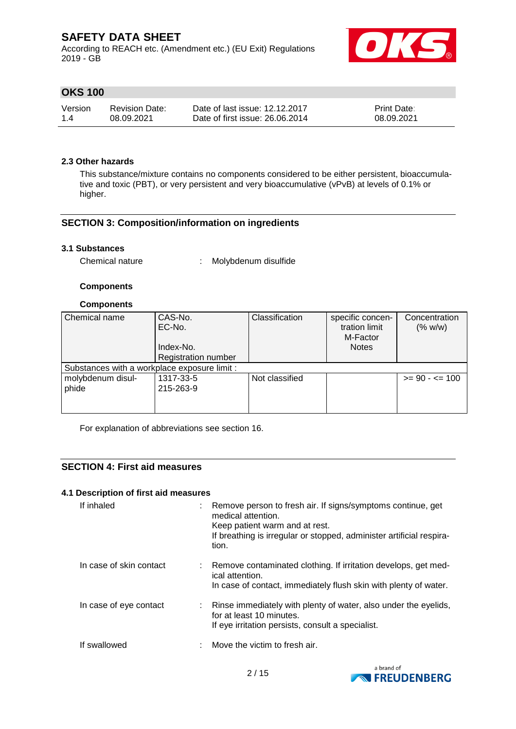#### 2.3 Other hazards

This substance/mixture contains no components considered to be either persistent, bioaccumulative and toxic (PBT), or very persistent and very bioaccumulative (vPvB) at levels of 0.1% or higher.

## SECTION 3: Composition/information on ingredients

### 3.1 Substances

Chemical nature : Molybdenum disulfide

**Components**

**Components**

| Chemical name | CAS-No.<br>EC-No.<br>Index-No.<br>Registration number | Classification | specific concentration limit<br>M-Factor<br>Notes | Concentration (% w/w) |
|---|---|---|---|---|
| Substances with a workplace exposure limit : | | | | |
| molybdenum disulphide | 1317-33-5<br>215-263-9 | Not classified | | >= 90 - <= 100 |

For explanation of abbreviations see section 16.

## SECTION 4: First aid measures

### 4.1 Description of first aid measures

If inhaled : Remove person to fresh air. If signs/symptoms continue, get medical attention.
Keep patient warm and at rest.
If breathing is irregular or stopped, administer artificial respiration.

In case of skin contact : Remove contaminated clothing. If irritation develops, get medical attention.
In case of contact, immediately flush skin with plenty of water.

In case of eye contact : Rinse immediately with plenty of water, also under the eyelids, for at least 10 minutes.
If eye irritation persists, consult a specialist.

If swallowed : Move the victim to fresh air.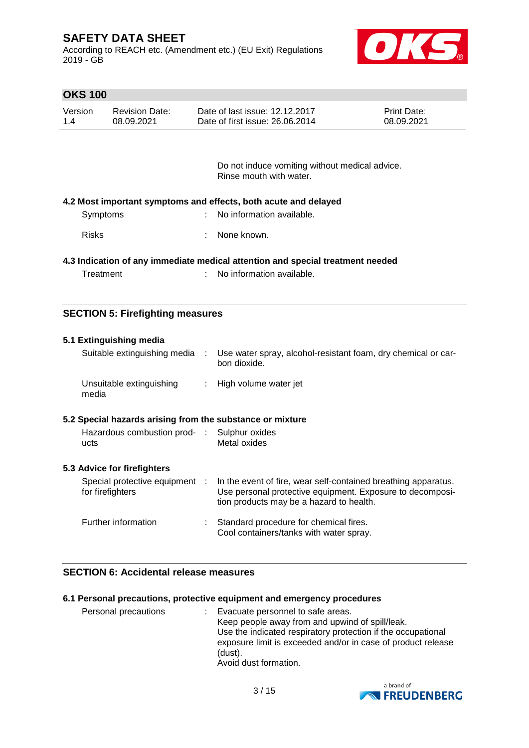Do not induce vomiting without medical advice.
Rinse mouth with water.

### 4.2 Most important symptoms and effects, both acute and delayed

| | | |
|---|---|---|
| Symptoms | : | No information available. |
| Risks | : | None known. |

### 4.3 Indication of any immediate medical attention and special treatment needed

| | | |
|---|---|---|
| Treatment | : | No information available. |

## SECTION 5: Firefighting measures

### 5.1 Extinguishing media

| | | |
|---|---|---|
| Suitable extinguishing media | : | Use water spray, alcohol-resistant foam, dry chemical or carbon dioxide. |
| Unsuitable extinguishing media | : | High volume water jet |

### 5.2 Special hazards arising from the substance or mixture

| | | |
|---|---|---|
| Hazardous combustion products | : | Sulphur oxides<br>Metal oxides |

### 5.3 Advice for firefighters

| | | |
|---|---|---|
| Special protective equipment for firefighters | : | In the event of fire, wear self-contained breathing apparatus. Use personal protective equipment. Exposure to decomposition products may be a hazard to health. |
| Further information | : | Standard procedure for chemical fires.<br>Cool containers/tanks with water spray. |

## SECTION 6: Accidental release measures

### 6.1 Personal precautions, protective equipment and emergency procedures

| | | |
|---|---|---|
| Personal precautions | : | Evacuate personnel to safe areas.<br>Keep people away from and upwind of spill/leak.<br>Use the indicated respiratory protection if the occupational exposure limit is exceeded and/or in case of product release (dust).<br>Avoid dust formation. |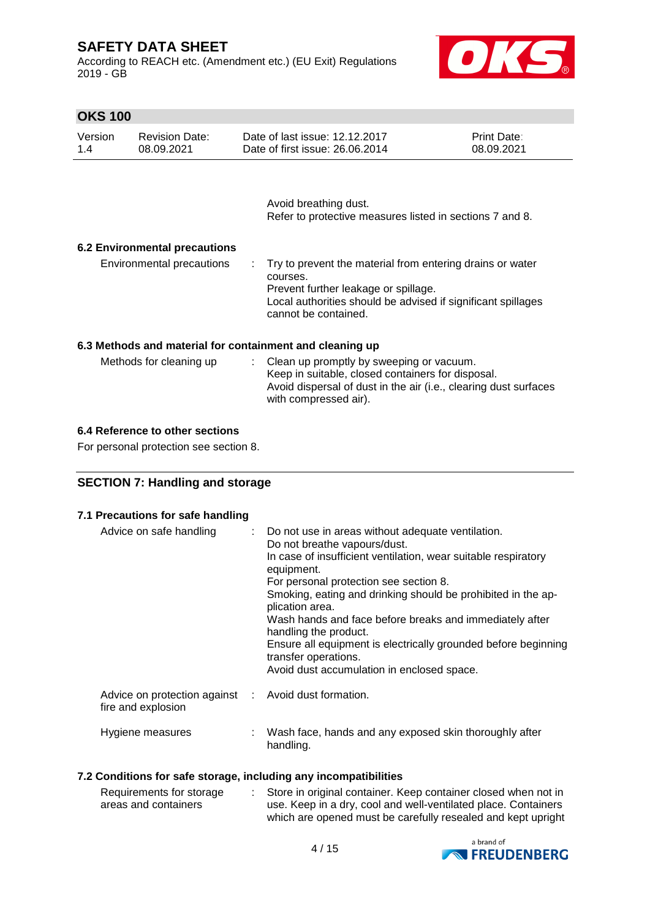Avoid breathing dust.
Refer to protective measures listed in sections 7 and 8.

**6.2 Environmental precautions**

| | | |
|---|---|---|
| Environmental precautions | : | Try to prevent the material from entering drains or water courses.<br>Prevent further leakage or spillage.<br>Local authorities should be advised if significant spillages cannot be contained. |

**6.3 Methods and material for containment and cleaning up**

| | | |
|---|---|---|
| Methods for cleaning up | : | Clean up promptly by sweeping or vacuum.<br>Keep in suitable, closed containers for disposal.<br>Avoid dispersal of dust in the air (i.e., clearing dust surfaces with compressed air). |

**6.4 Reference to other sections**

For personal protection see section 8.

## SECTION 7: Handling and storage

**7.1 Precautions for safe handling**

| | | |
|---|---|---|
| Advice on safe handling | : | Do not use in areas without adequate ventilation.<br>Do not breathe vapours/dust.<br>In case of insufficient ventilation, wear suitable respiratory equipment.<br>For personal protection see section 8.<br>Smoking, eating and drinking should be prohibited in the application area.<br>Wash hands and face before breaks and immediately after handling the product.<br>Ensure all equipment is electrically grounded before beginning transfer operations.<br>Avoid dust accumulation in enclosed space. |
| Advice on protection against fire and explosion | : | Avoid dust formation. |
| Hygiene measures | : | Wash face, hands and any exposed skin thoroughly after handling. |

**7.2 Conditions for safe storage, including any incompatibilities**

| | | |
|---|---|---|
| Requirements for storage areas and containers | : | Store in original container. Keep container closed when not in use. Keep in a dry, cool and well-ventilated place. Containers which are opened must be carefully resealed and kept upright |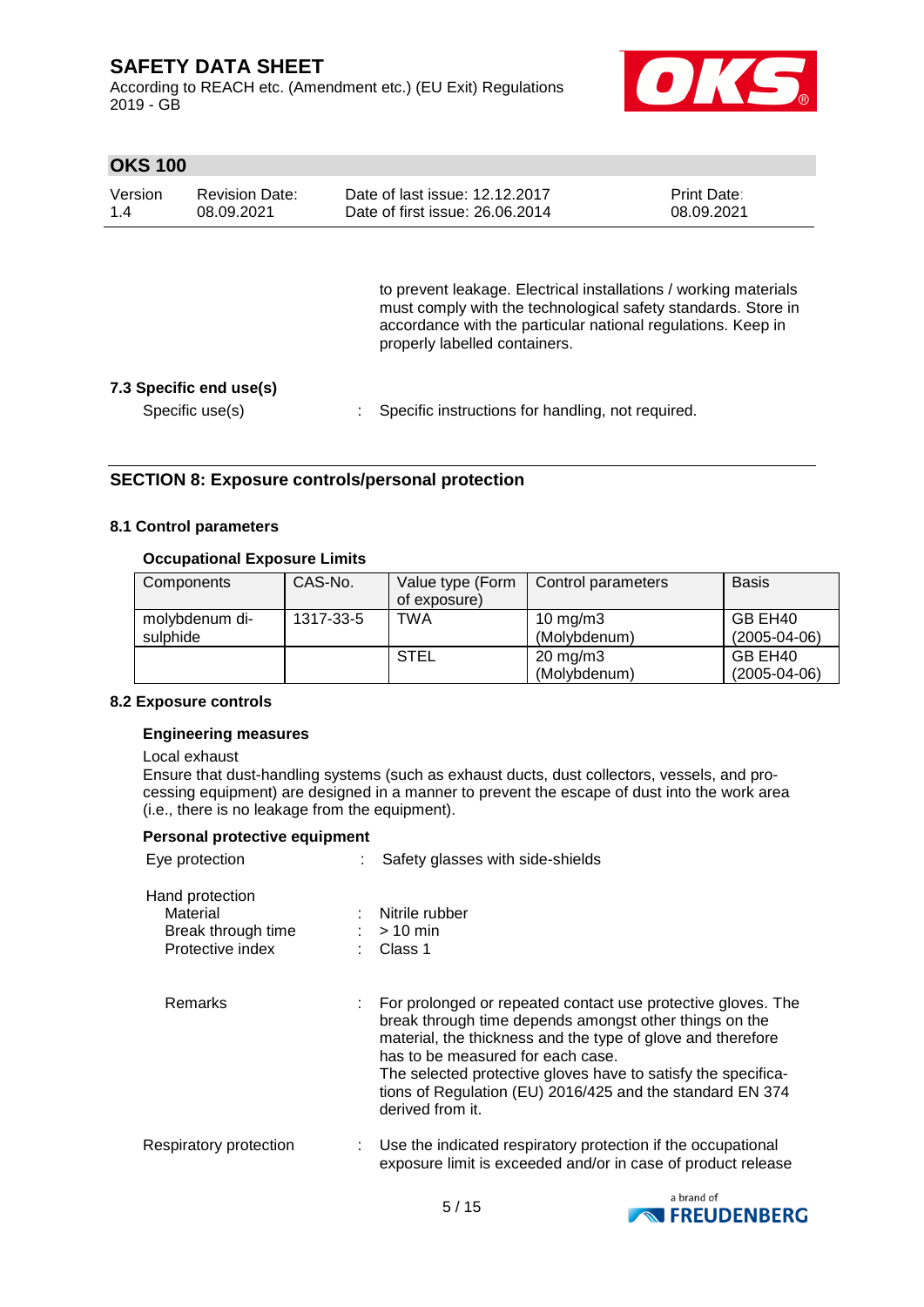to prevent leakage. Electrical installations / working materials must comply with the technological safety standards. Store in accordance with the particular national regulations. Keep in properly labelled containers.

**7.3 Specific end use(s)**

Specific use(s) : Specific instructions for handling, not required.

## SECTION 8: Exposure controls/personal protection

### 8.1 Control parameters

**Occupational Exposure Limits**

| Components | CAS-No. | Value type (Form of exposure) | Control parameters | Basis |
|---|---|---|---|---|
| molybdenum di-sulphide | 1317-33-5 | TWA | 10 mg/m3 (Molybdenum) | GB EH40 (2005-04-06) |
| | | STEL | 20 mg/m3 (Molybdenum) | GB EH40 (2005-04-06) |

### 8.2 Exposure controls

**Engineering measures**

Local exhaust

Ensure that dust-handling systems (such as exhaust ducts, dust collectors, vessels, and processing equipment) are designed in a manner to prevent the escape of dust into the work area (i.e., there is no leakage from the equipment).

**Personal protective equipment**

Eye protection : Safety glasses with side-shields

Hand protection

- Material : Nitrile rubber
- Break through time : > 10 min
- Protective index : Class 1

Remarks : For prolonged or repeated contact use protective gloves. The break through time depends amongst other things on the material, the thickness and the type of glove and therefore has to be measured for each case.
The selected protective gloves have to satisfy the specifications of Regulation (EU) 2016/425 and the standard EN 374 derived from it.

Respiratory protection : Use the indicated respiratory protection if the occupational exposure limit is exceeded and/or in case of product release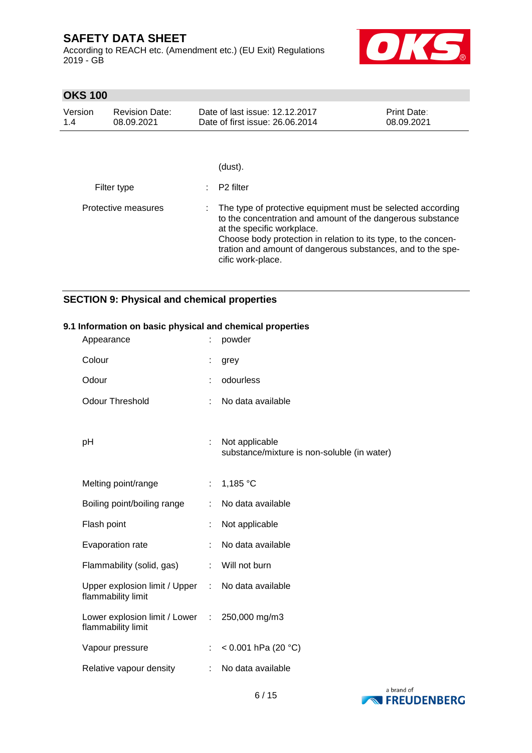(dust).

| | | |
|---|---|---|
| Filter type | : | P2 filter |
| Protective measures | : | The type of protective equipment must be selected according to the concentration and amount of the dangerous substance at the specific workplace.<br>Choose body protection in relation to its type, to the concentration and amount of dangerous substances, and to the specific work-place. |

## SECTION 9: Physical and chemical properties

### 9.1 Information on basic physical and chemical properties

| | | |
|---|---|---|
| Appearance | : | powder |
| Colour | : | grey |
| Odour | : | odourless |
| Odour Threshold | : | No data available |
| pH | : | Not applicable<br>substance/mixture is non-soluble (in water) |
| Melting point/range | : | 1,185 °C |
| Boiling point/boiling range | : | No data available |
| Flash point | : | Not applicable |
| Evaporation rate | : | No data available |
| Flammability (solid, gas) | : | Will not burn |
| Upper explosion limit / Upper flammability limit | : | No data available |
| Lower explosion limit / Lower flammability limit | : | 250,000 mg/m3 |
| Vapour pressure | : | < 0.001 hPa (20 °C) |
| Relative vapour density | : | No data available |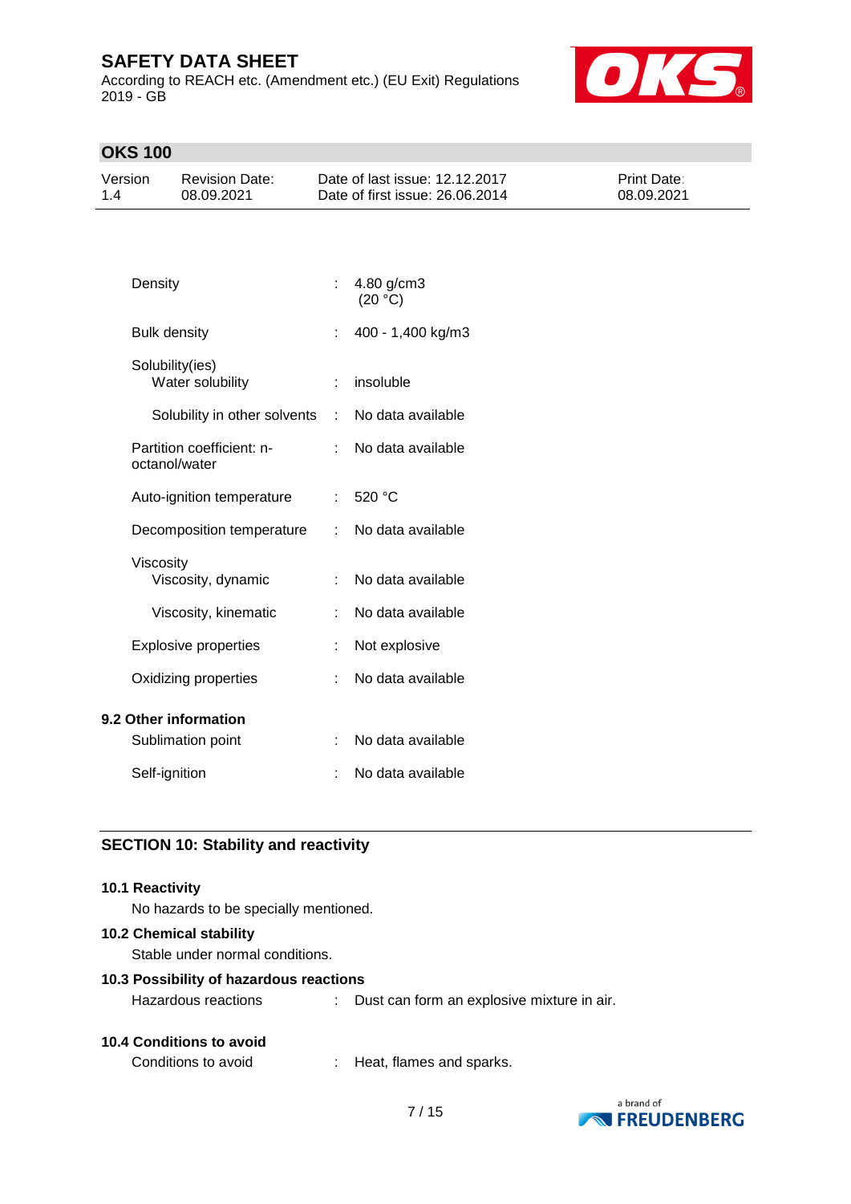| | | |
|---|---|---|
| Density | : | 4.80 g/cm3 (20 °C) |
| Bulk density | : | 400 - 1,400 kg/m3 |
| Solubility(ies) | | |
| Water solubility | : | insoluble |
| Solubility in other solvents | : | No data available |
| Partition coefficient: n-octanol/water | : | No data available |
| Auto-ignition temperature | : | 520 °C |
| Decomposition temperature | : | No data available |
| Viscosity | | |
| Viscosity, dynamic | : | No data available |
| Viscosity, kinematic | : | No data available |
| Explosive properties | : | Not explosive |
| Oxidizing properties | : | No data available |

### 9.2 Other information

| | | |
|---|---|---|
| Sublimation point | : | No data available |
| Self-ignition | : | No data available |

## SECTION 10: Stability and reactivity

### 10.1 Reactivity

No hazards to be specially mentioned.

### 10.2 Chemical stability

Stable under normal conditions.

### 10.3 Possibility of hazardous reactions

Hazardous reactions : Dust can form an explosive mixture in air.

### 10.4 Conditions to avoid

Conditions to avoid : Heat, flames and sparks.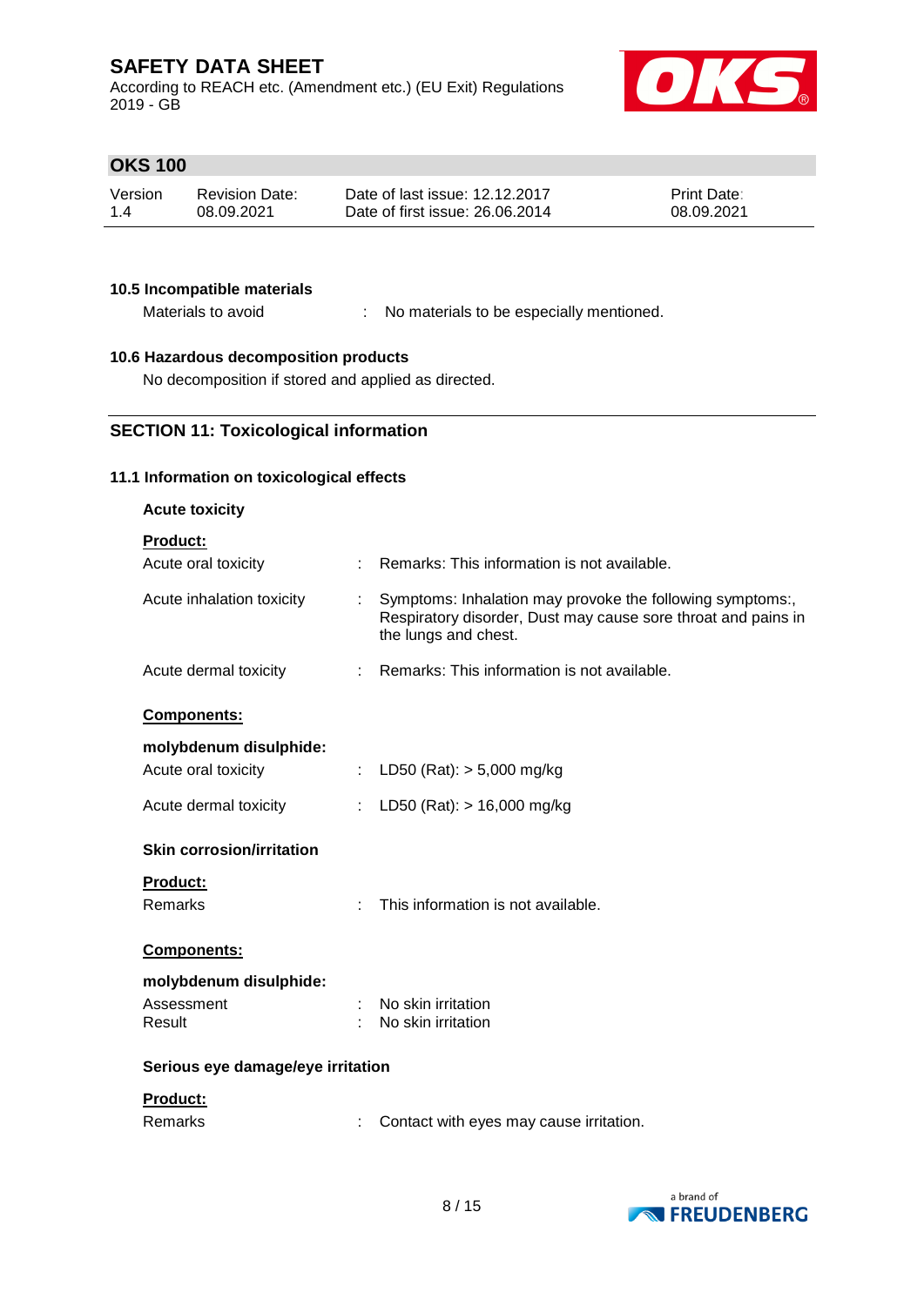### 10.5 Incompatible materials

| | | |
|---|---|---|
| Materials to avoid | : | No materials to be especially mentioned. |

### 10.6 Hazardous decomposition products

No decomposition if stored and applied as directed.

## SECTION 11: Toxicological information

### 11.1 Information on toxicological effects

**Acute toxicity**

**Product:**

| | | |
|---|---|---|
| Acute oral toxicity | : | Remarks: This information is not available. |
| Acute inhalation toxicity | : | Symptoms: Inhalation may provoke the following symptoms:, Respiratory disorder, Dust may cause sore throat and pains in the lungs and chest. |
| Acute dermal toxicity | : | Remarks: This information is not available. |

**Components:**

**molybdenum disulphide:**

| | | |
|---|---|---|
| Acute oral toxicity | : | LD50 (Rat): > 5,000 mg/kg |
| Acute dermal toxicity | : | LD50 (Rat): > 16,000 mg/kg |

**Skin corrosion/irritation**

**Product:**

| | | |
|---|---|---|
| Remarks | : | This information is not available. |

**Components:**

**molybdenum disulphide:**

| | | |
|---|---|---|
| Assessment | : | No skin irritation |
| Result | : | No skin irritation |

**Serious eye damage/eye irritation**

**Product:**

| | | |
|---|---|---|
| Remarks | : | Contact with eyes may cause irritation. |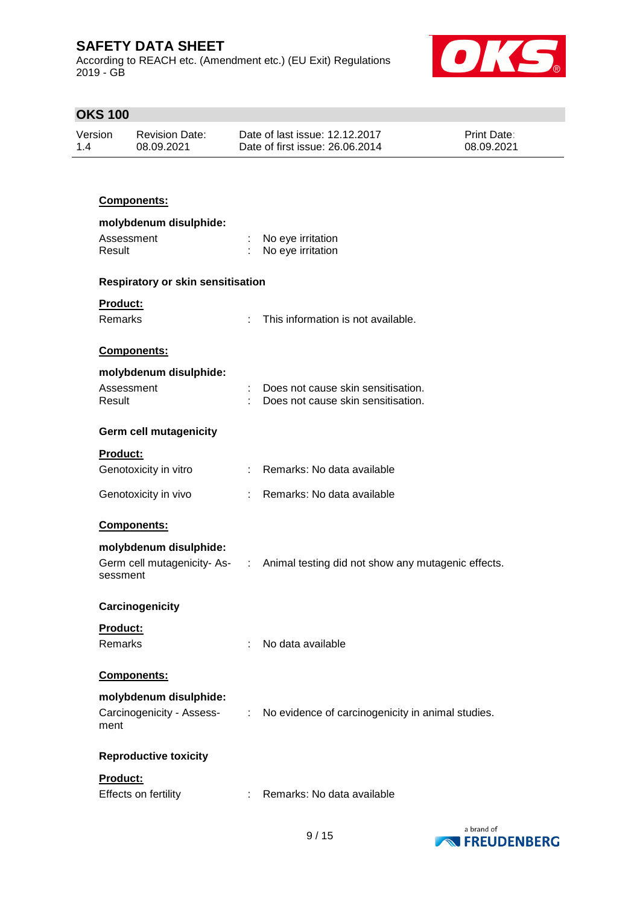**Components:**

**molybdenum disulphide:**

| | | |
|---|---|---|
| Assessment | : | No eye irritation |
| Result | : | No eye irritation |

**Respiratory or skin sensitisation**

**Product:**

| | | |
|---|---|---|
| Remarks | : | This information is not available. |

**Components:**

**molybdenum disulphide:**

| | | |
|---|---|---|
| Assessment | : | Does not cause skin sensitisation. |
| Result | : | Does not cause skin sensitisation. |

**Germ cell mutagenicity**

**Product:**

| | | |
|---|---|---|
| Genotoxicity in vitro | : | Remarks: No data available |
| Genotoxicity in vivo | : | Remarks: No data available |

**Components:**

**molybdenum disulphide:**

| | | |
|---|---|---|
| Germ cell mutagenicity- Assessment | : | Animal testing did not show any mutagenic effects. |

**Carcinogenicity**

**Product:**

| | | |
|---|---|---|
| Remarks | : | No data available |

**Components:**

**molybdenum disulphide:**

| | | |
|---|---|---|
| Carcinogenicity - Assessment | : | No evidence of carcinogenicity in animal studies. |

**Reproductive toxicity**

**Product:**

| | | |
|---|---|---|
| Effects on fertility | : | Remarks: No data available |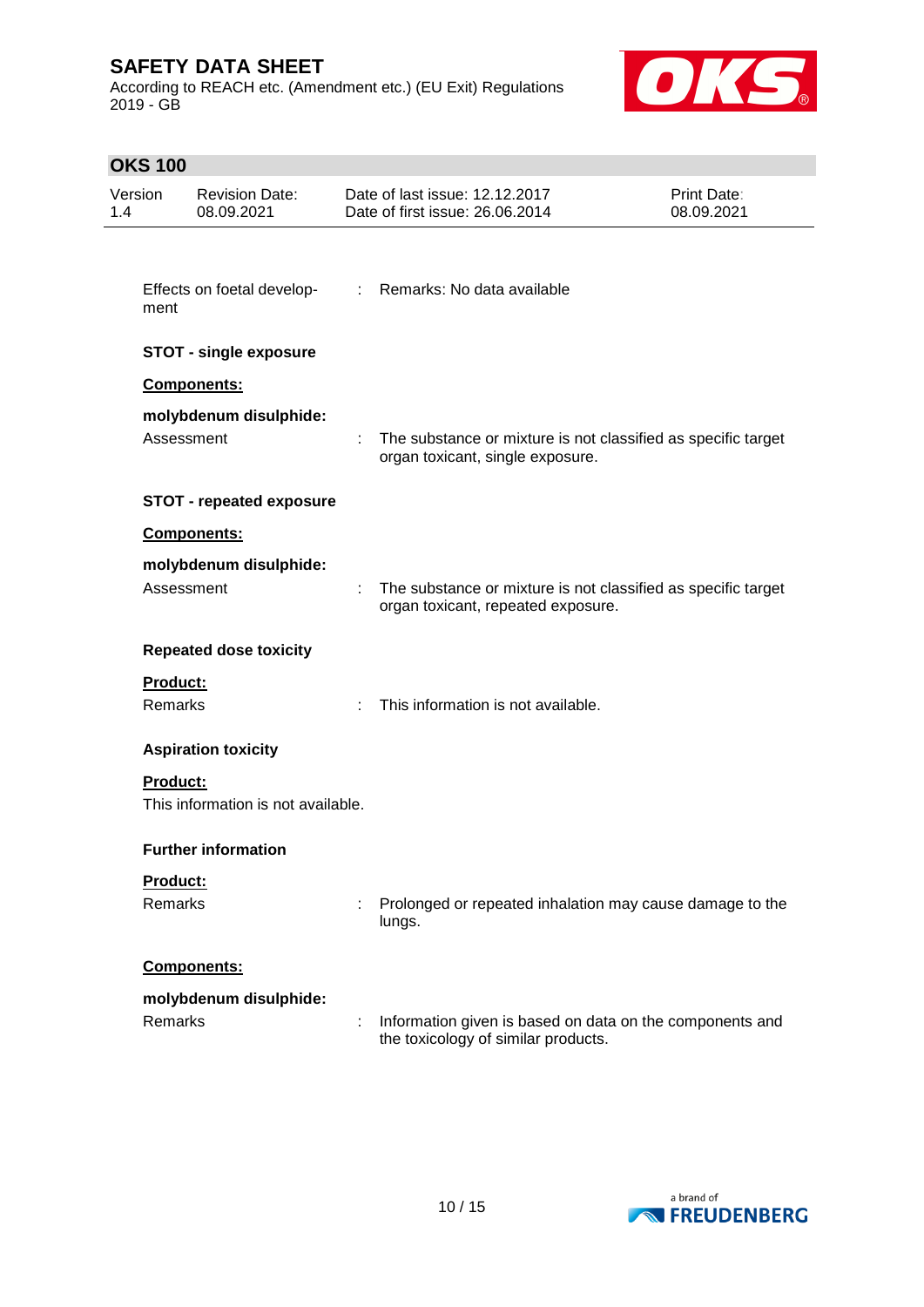Effects on foetal development : Remarks: No data available

**STOT - single exposure**

**Components:**

**molybdenum disulphide:**

Assessment : The substance or mixture is not classified as specific target organ toxicant, single exposure.

**STOT - repeated exposure**

**Components:**

**molybdenum disulphide:**

Assessment : The substance or mixture is not classified as specific target organ toxicant, repeated exposure.

**Repeated dose toxicity**

**Product:**

Remarks : This information is not available.

**Aspiration toxicity**

**Product:**

This information is not available.

**Further information**

**Product:**

Remarks : Prolonged or repeated inhalation may cause damage to the lungs.

**Components:**

**molybdenum disulphide:**

Remarks : Information given is based on data on the components and the toxicology of similar products.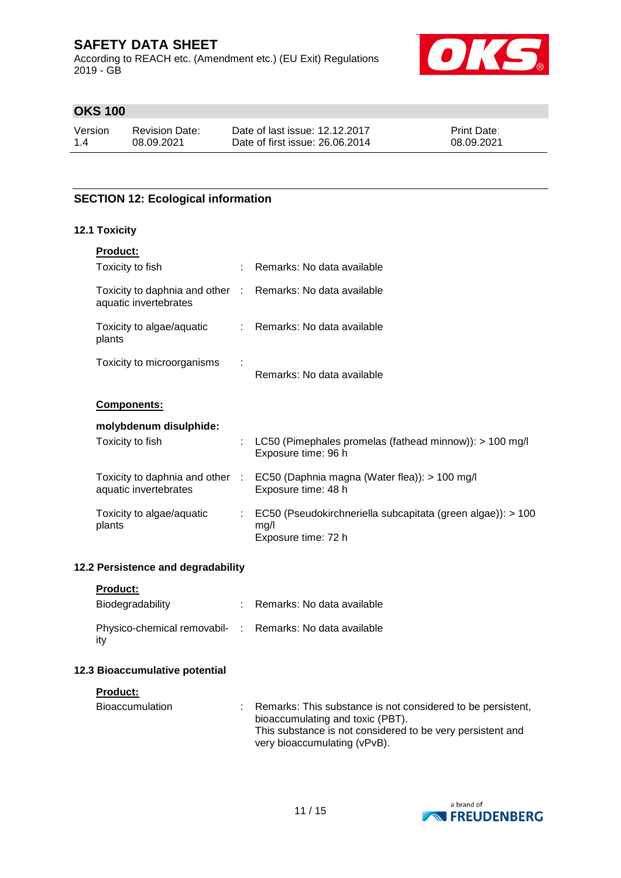## SECTION 12: Ecological information

### 12.1 Toxicity

**Product:**

| | | |
|---|---|---|
| Toxicity to fish | : | Remarks: No data available |
| Toxicity to daphnia and other aquatic invertebrates | : | Remarks: No data available |
| Toxicity to algae/aquatic plants | : | Remarks: No data available |
| Toxicity to microorganisms | : | Remarks: No data available |

**Components:**

**molybdenum disulphide:**

| | | |
|---|---|---|
| Toxicity to fish | : | LC50 (Pimephales promelas (fathead minnow)): > 100 mg/l<br>Exposure time: 96 h |
| Toxicity to daphnia and other aquatic invertebrates | : | EC50 (Daphnia magna (Water flea)): > 100 mg/l<br>Exposure time: 48 h |
| Toxicity to algae/aquatic plants | : | EC50 (Pseudokirchneriella subcapitata (green algae)): > 100 mg/l<br>Exposure time: 72 h |

### 12.2 Persistence and degradability

**Product:**

| | | |
|---|---|---|
| Biodegradability | : | Remarks: No data available |
| Physico-chemical removability | : | Remarks: No data available |

### 12.3 Bioaccumulative potential

**Product:**

| | | |
|---|---|---|
| Bioaccumulation | : | Remarks: This substance is not considered to be persistent, bioaccumulating and toxic (PBT).<br>This substance is not considered to be very persistent and very bioaccumulating (vPvB). |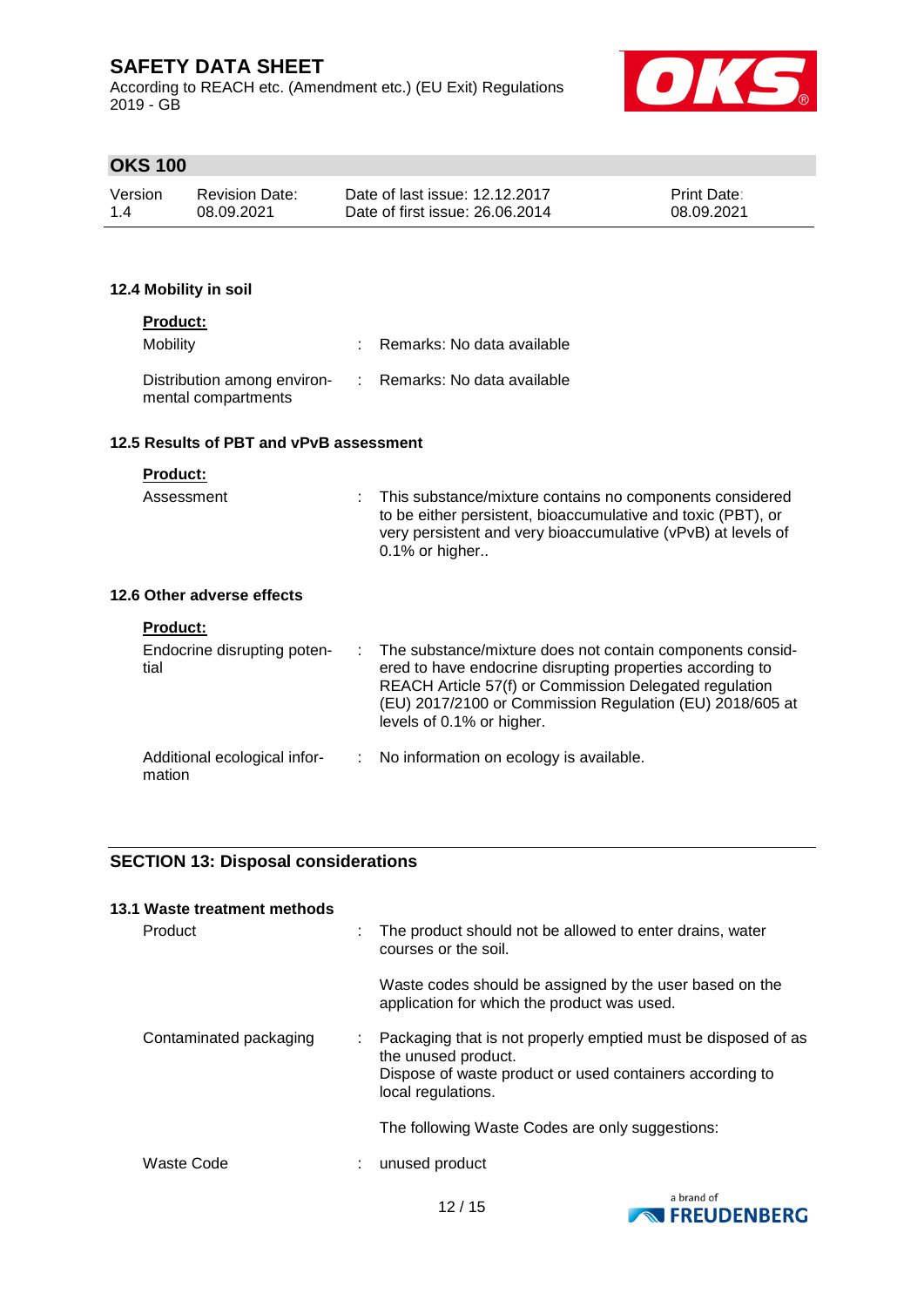### 12.4 Mobility in soil

**Product:**

| | | |
|---|---|---|
| Mobility | : | Remarks: No data available |
| Distribution among environmental compartments | : | Remarks: No data available |

### 12.5 Results of PBT and vPvB assessment

**Product:**

| | | |
|---|---|---|
| Assessment | : | This substance/mixture contains no components considered to be either persistent, bioaccumulative and toxic (PBT), or very persistent and very bioaccumulative (vPvB) at levels of 0.1% or higher.. |

### 12.6 Other adverse effects

**Product:**

| | | |
|---|---|---|
| Endocrine disrupting potential | : | The substance/mixture does not contain components considered to have endocrine disrupting properties according to REACH Article 57(f) or Commission Delegated regulation (EU) 2017/2100 or Commission Regulation (EU) 2018/605 at levels of 0.1% or higher. |
| Additional ecological information | : | No information on ecology is available. |

## SECTION 13: Disposal considerations

### 13.1 Waste treatment methods

| | | |
|---|---|---|
| Product | : | The product should not be allowed to enter drains, water courses or the soil.<br><br>Waste codes should be assigned by the user based on the application for which the product was used. |
| Contaminated packaging | : | Packaging that is not properly emptied must be disposed of as the unused product.<br>Dispose of waste product or used containers according to local regulations.<br><br>The following Waste Codes are only suggestions: |
| Waste Code | : | unused product |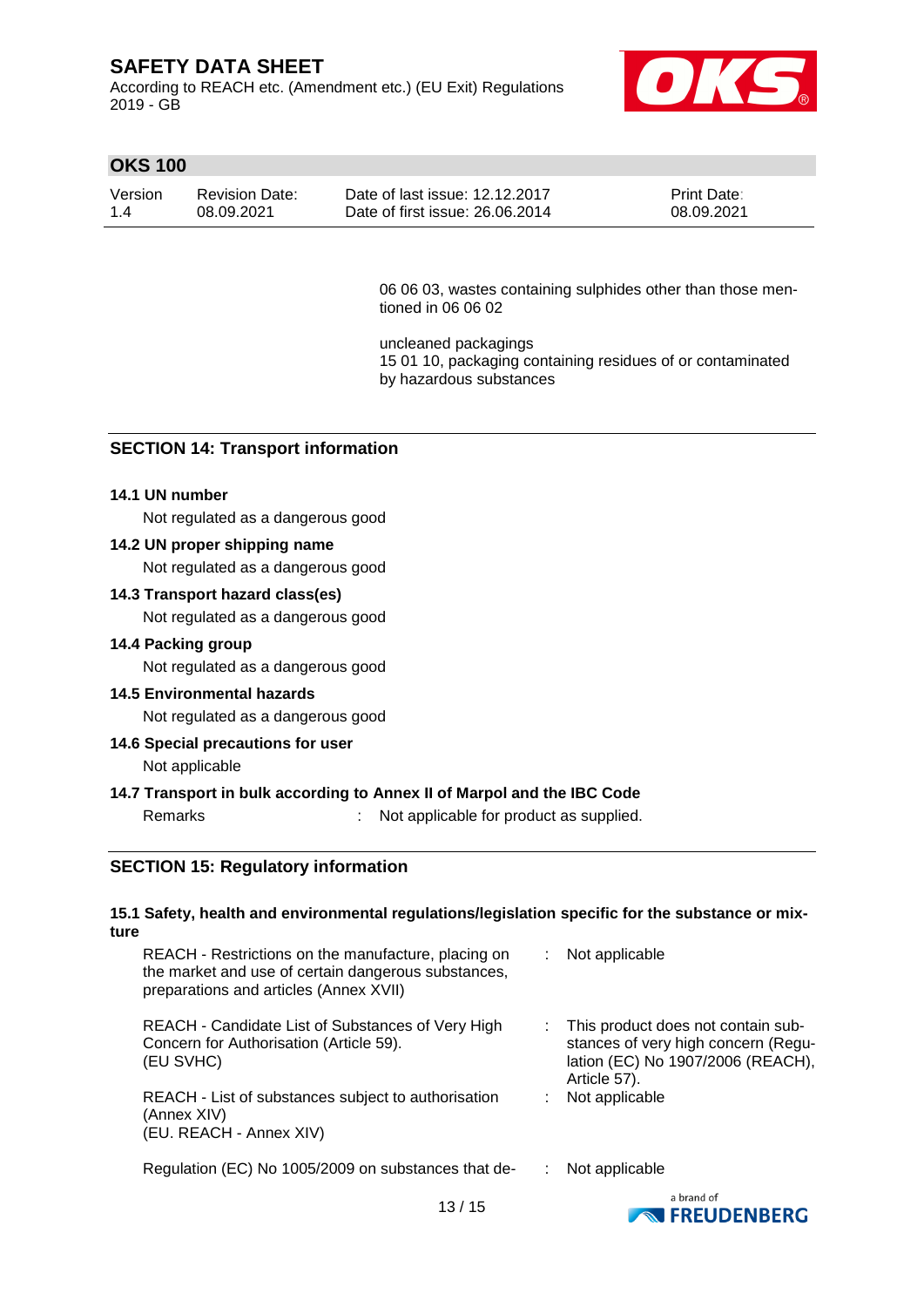06 06 03, wastes containing sulphides other than those mentioned in 06 06 02

uncleaned packagings
15 01 10, packaging containing residues of or contaminated by hazardous substances

## SECTION 14: Transport information

**14.1 UN number**

Not regulated as a dangerous good

**14.2 UN proper shipping name**

Not regulated as a dangerous good

**14.3 Transport hazard class(es)**

Not regulated as a dangerous good

**14.4 Packing group**

Not regulated as a dangerous good

**14.5 Environmental hazards**

Not regulated as a dangerous good

**14.6 Special precautions for user**

Not applicable

**14.7 Transport in bulk according to Annex II of Marpol and the IBC Code**

Remarks : Not applicable for product as supplied.

## SECTION 15: Regulatory information

**15.1 Safety, health and environmental regulations/legislation specific for the substance or mixture**

| | |
|---|---|
| REACH - Restrictions on the manufacture, placing on the market and use of certain dangerous substances, preparations and articles (Annex XVII) | : Not applicable |
| REACH - Candidate List of Substances of Very High Concern for Authorisation (Article 59). (EU SVHC) | : This product does not contain substances of very high concern (Regulation (EC) No 1907/2006 (REACH), Article 57). |
| REACH - List of substances subject to authorisation (Annex XIV) (EU. REACH - Annex XIV) | : Not applicable |
| Regulation (EC) No 1005/2009 on substances that de- | : Not applicable |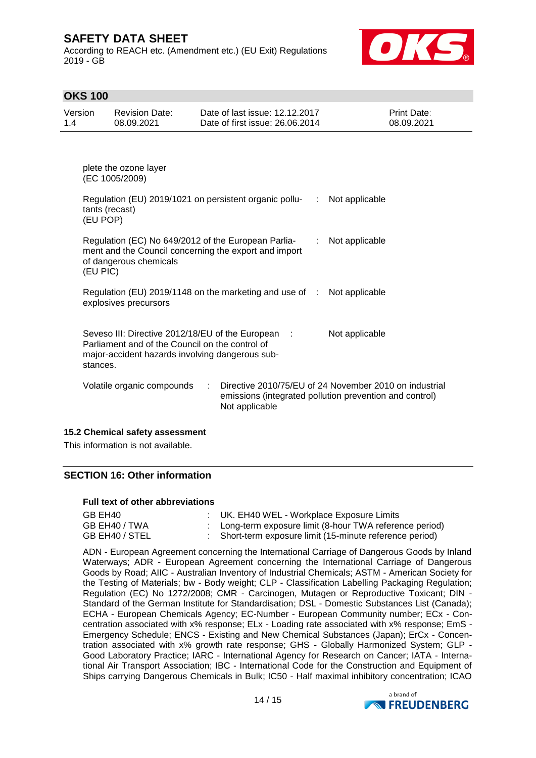plete the ozone layer
(EC 1005/2009)

Regulation (EU) 2019/1021 on persistent organic pollutants (recast)
(EU POP) : Not applicable

Regulation (EC) No 649/2012 of the European Parliament and the Council concerning the export and import of dangerous chemicals
(EU PIC) : Not applicable

Regulation (EU) 2019/1148 on the marketing and use of explosives precursors : Not applicable

Seveso III: Directive 2012/18/EU of the European Parliament and of the Council on the control of major-accident hazards involving dangerous substances. : Not applicable

Volatile organic compounds : Directive 2010/75/EU of 24 November 2010 on industrial emissions (integrated pollution prevention and control)
Not applicable

### 15.2 Chemical safety assessment

This information is not available.

## SECTION 16: Other information

**Full text of other abbreviations**

| | |
|---|---|
| GB EH40 | : UK. EH40 WEL - Workplace Exposure Limits |
| GB EH40 / TWA | : Long-term exposure limit (8-hour TWA reference period) |
| GB EH40 / STEL | : Short-term exposure limit (15-minute reference period) |

ADN - European Agreement concerning the International Carriage of Dangerous Goods by Inland Waterways; ADR - European Agreement concerning the International Carriage of Dangerous Goods by Road; AIIC - Australian Inventory of Industrial Chemicals; ASTM - American Society for the Testing of Materials; bw - Body weight; CLP - Classification Labelling Packaging Regulation; Regulation (EC) No 1272/2008; CMR - Carcinogen, Mutagen or Reproductive Toxicant; DIN - Standard of the German Institute for Standardisation; DSL - Domestic Substances List (Canada); ECHA - European Chemicals Agency; EC-Number - European Community number; ECx - Concentration associated with x% response; ELx - Loading rate associated with x% response; EmS - Emergency Schedule; ENCS - Existing and New Chemical Substances (Japan); ErCx - Concentration associated with x% growth rate response; GHS - Globally Harmonized System; GLP - Good Laboratory Practice; IARC - International Agency for Research on Cancer; IATA - International Air Transport Association; IBC - International Code for the Construction and Equipment of Ships carrying Dangerous Chemicals in Bulk; IC50 - Half maximal inhibitory concentration; ICAO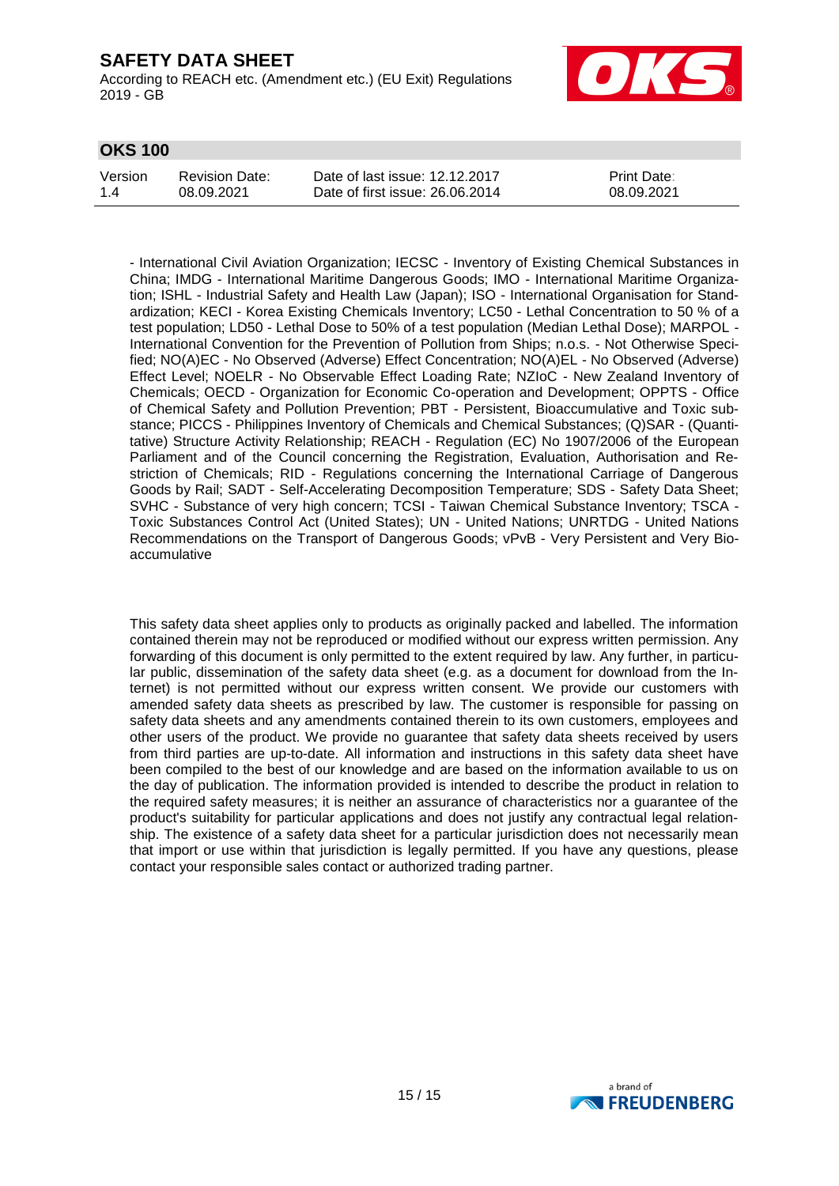- International Civil Aviation Organization; IECSC - Inventory of Existing Chemical Substances in China; IMDG - International Maritime Dangerous Goods; IMO - International Maritime Organization; ISHL - Industrial Safety and Health Law (Japan); ISO - International Organisation for Standardization; KECI - Korea Existing Chemicals Inventory; LC50 - Lethal Concentration to 50 % of a test population; LD50 - Lethal Dose to 50% of a test population (Median Lethal Dose); MARPOL - International Convention for the Prevention of Pollution from Ships; n.o.s. - Not Otherwise Specified; NO(A)EC - No Observed (Adverse) Effect Concentration; NO(A)EL - No Observed (Adverse) Effect Level; NOELR - No Observable Effect Loading Rate; NZIoC - New Zealand Inventory of Chemicals; OECD - Organization for Economic Co-operation and Development; OPPTS - Office of Chemical Safety and Pollution Prevention; PBT - Persistent, Bioaccumulative and Toxic substance; PICCS - Philippines Inventory of Chemicals and Chemical Substances; (Q)SAR - (Quantitative) Structure Activity Relationship; REACH - Regulation (EC) No 1907/2006 of the European Parliament and of the Council concerning the Registration, Evaluation, Authorisation and Restriction of Chemicals; RID - Regulations concerning the International Carriage of Dangerous Goods by Rail; SADT - Self-Accelerating Decomposition Temperature; SDS - Safety Data Sheet; SVHC - Substance of very high concern; TCSI - Taiwan Chemical Substance Inventory; TSCA - Toxic Substances Control Act (United States); UN - United Nations; UNRTDG - United Nations Recommendations on the Transport of Dangerous Goods; vPvB - Very Persistent and Very Bioaccumulative

This safety data sheet applies only to products as originally packed and labelled. The information contained therein may not be reproduced or modified without our express written permission. Any forwarding of this document is only permitted to the extent required by law. Any further, in particular public, dissemination of the safety data sheet (e.g. as a document for download from the Internet) is not permitted without our express written consent. We provide our customers with amended safety data sheets as prescribed by law. The customer is responsible for passing on safety data sheets and any amendments contained therein to its own customers, employees and other users of the product. We provide no guarantee that safety data sheets received by users from third parties are up-to-date. All information and instructions in this safety data sheet have been compiled to the best of our knowledge and are based on the information available to us on the day of publication. The information provided is intended to describe the product in relation to the required safety measures; it is neither an assurance of characteristics nor a guarantee of the product's suitability for particular applications and does not justify any contractual legal relationship. The existence of a safety data sheet for a particular jurisdiction does not necessarily mean that import or use within that jurisdiction is legally permitted. If you have any questions, please contact your responsible sales contact or authorized trading partner.